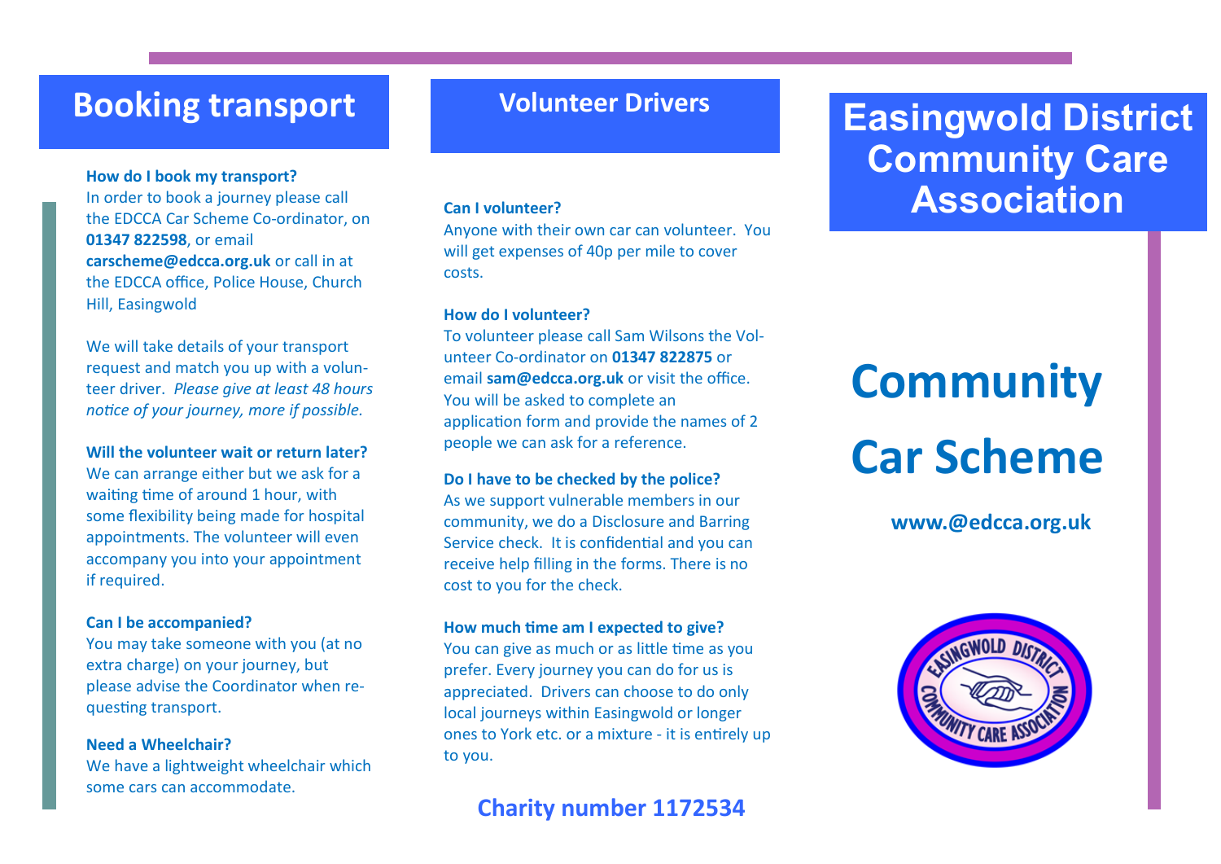## Booking transport

**How do I book my transport?**
In order to book a journey please call the EDCCA Car Scheme Co-ordinator, on **01347 822598**, or email **carscheme@edcca.org.uk** or call in at the EDCCA office, Police House, Church Hill, Easingwold

We will take details of your transport request and match you up with a volunteer driver. *Please give at least 48 hours notice of your journey, more if possible.*

**Will the volunteer wait or return later?**
We can arrange either but we ask for a waiting time of around 1 hour, with some flexibility being made for hospital appointments. The volunteer will even accompany you into your appointment if required.

**Can I be accompanied?**
You may take someone with you (at no extra charge) on your journey, but please advise the Coordinator when requesting transport.

**Need a Wheelchair?**
We have a lightweight wheelchair which some cars can accommodate.

## Volunteer Drivers

**Can I volunteer?**
Anyone with their own car can volunteer. You will get expenses of 40p per mile to cover costs.

**How do I volunteer?**
To volunteer please call Sam Wilsons the Volunteer Co-ordinator on **01347 822875** or email **sam@edcca.org.uk** or visit the office. You will be asked to complete an application form and provide the names of 2 people we can ask for a reference.

**Do I have to be checked by the police?**
As we support vulnerable members in our community, we do a Disclosure and Barring Service check. It is confidential and you can receive help filling in the forms. There is no cost to you for the check.

**How much time am I expected to give?**
You can give as much or as little time as you prefer. Every journey you can do for us is appreciated. Drivers can choose to do only local journeys within Easingwold or longer ones to York etc. or a mixture - it is entirely up to you.

**Charity number 1172534**

# Easingwold District Community Care Association

# Community Car Scheme

**www.@edcca.org.uk**

EASINGWOLD DISTRICT COMMUNITY CARE ASSOCIATION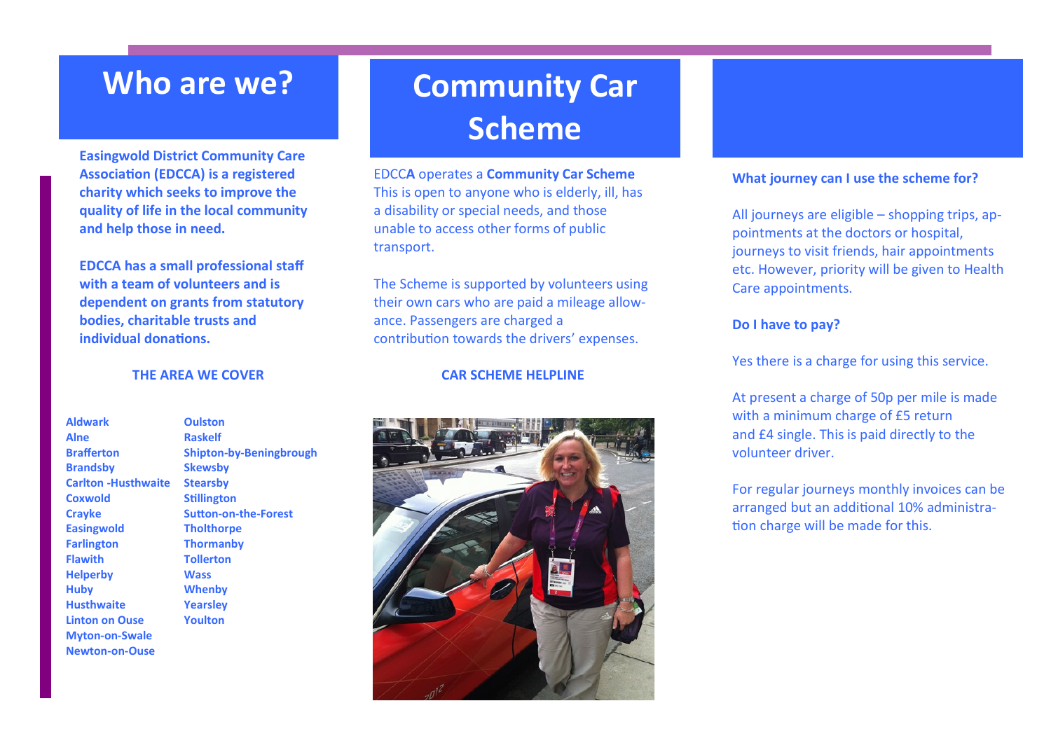# Who are we?

**Easingwold District Community Care Association (EDCCA) is a registered charity which seeks to improve the quality of life in the local community and help those in need.**

**EDCCA has a small professional staff with a team of volunteers and is dependent on grants from statutory bodies, charitable trusts and individual donations.**

**THE AREA WE COVER**

| | |
|---|---|
| **Aldwark** | **Oulston** |
| **Alne** | **Raskelf** |
| **Brafferton** | **Shipton-by-Beningbrough** |
| **Brandsby** | **Skewsby** |
| **Carlton -Husthwaite** | **Stearsby** |
| **Coxwold** | **Stillington** |
| **Crayke** | **Sutton-on-the-Forest** |
| **Easingwold** | **Tholthorpe** |
| **Farlington** | **Thormanby** |
| **Flawith** | **Tollerton** |
| **Helperby** | **Wass** |
| **Huby** | **Whenby** |
| **Husthwaite** | **Yearsley** |
| **Linton on Ouse** | **Youlton** |
| **Myton-on-Swale** | |
| **Newton-on-Ouse** | |

# Community Car Scheme

EDCC**A** operates a **Community Car Scheme** This is open to anyone who is elderly, ill, has a disability or special needs, and those unable to access other forms of public transport.

The Scheme is supported by volunteers using their own cars who are paid a mileage allowance. Passengers are charged a contribution towards the drivers' expenses.

**CAR SCHEME HELPLINE**

**What journey can I use the scheme for?**

All journeys are eligible – shopping trips, appointments at the doctors or hospital, journeys to visit friends, hair appointments etc. However, priority will be given to Health Care appointments.

**Do I have to pay?**

Yes there is a charge for using this service.

At present a charge of 50p per mile is made with a minimum charge of £5 return and £4 single. This is paid directly to the volunteer driver.

For regular journeys monthly invoices can be arranged but an additional 10% administration charge will be made for this.